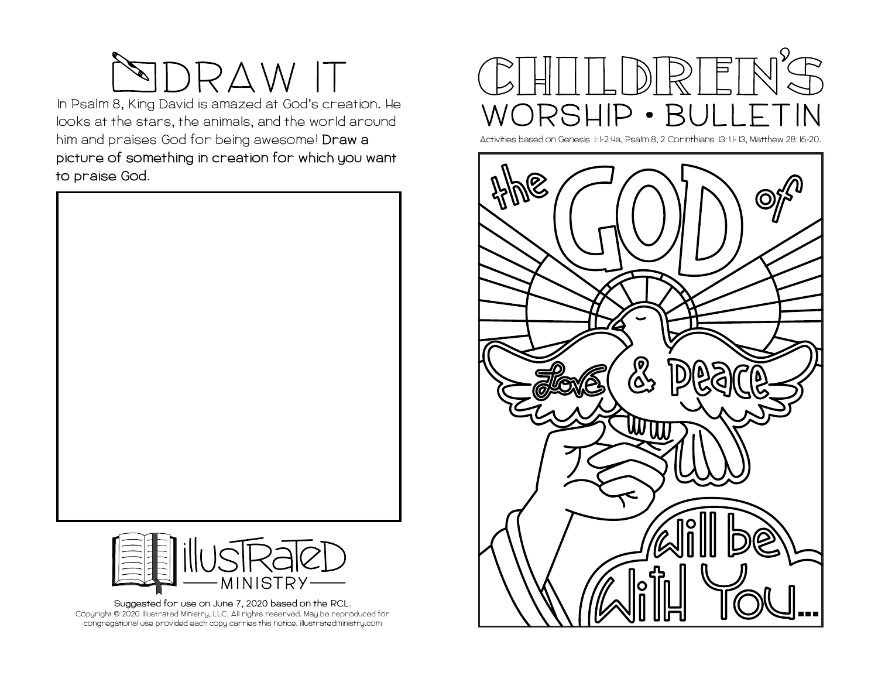## DRAW IT

In Psalm 8, King David is amazed at God's creation. He looks at the stars, the animals, and the world around him and praises God for being awesome! **Draw a picture of something in creation for which you want to praise God.**

Illustrated Ministry

**Suggested for use on June 7, 2020 based on the RCL.**

Copyright © 2020 Illustrated Ministry, LLC. All rights reserved. May be reproduced for congregational use provided each copy carries this notice. illustratedministry.com

# CHILDREN'S WORSHIP • BULLETIN

Activities based on Genesis 1:1-2:4a, Psalm 8, 2 Corinthians 13:11-13, Matthew 28:16-20.

the GOD of Love & Peace will be With You...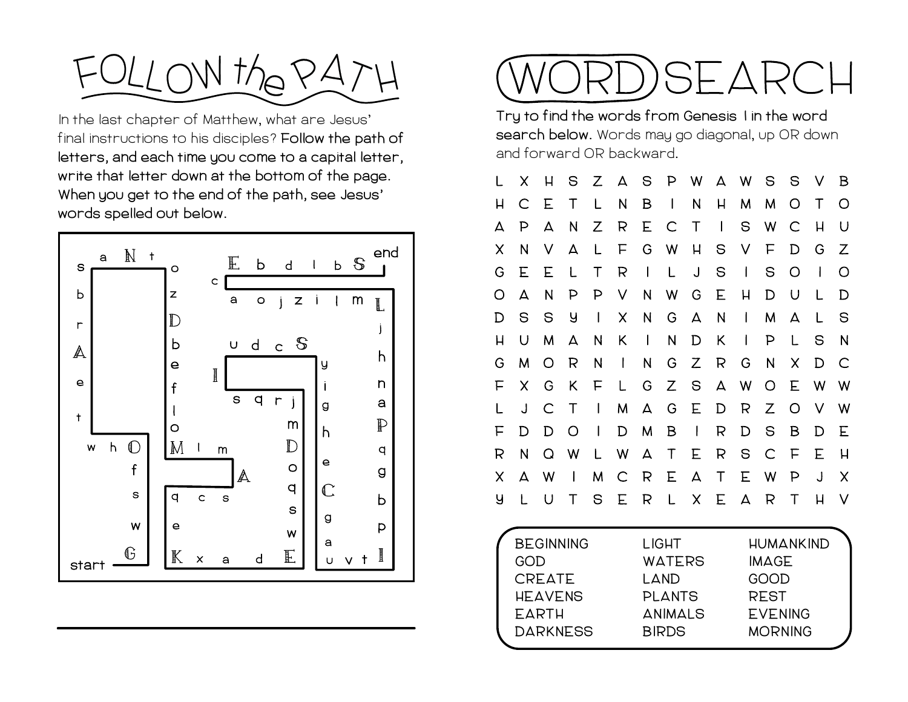# FOLLOW the PATH

In the last chapter of Matthew, what are Jesus' final instructions to his disciples? **Follow the path of letters, and each time you come to a capital letter, write that letter down at the bottom of the page. When you get to the end of the path, see Jesus' words spelled out below.**

start

end

# WORD SEARCH

**Try to find the words from Genesis 1 in the word search below.** Words may go diagonal, up OR down and forward OR backward.

| | | | | | | | | | | | | | | |
|---|---|---|---|---|---|---|---|---|---|---|---|---|---|---|
| L | X | H | S | Z | A | S | P | W | A | W | S | S | V | B |
| H | C | E | T | L | N | B | I | N | H | M | M | O | T | O |
| A | P | A | N | Z | R | E | C | T | I | S | W | C | H | U |
| X | N | V | A | L | F | G | W | H | S | V | F | D | G | Z |
| G | E | E | L | T | R | I | L | J | S | I | S | O | I | O |
| O | A | N | P | P | V | N | W | G | E | H | D | U | L | D |
| D | S | S | Y | I | X | N | G | A | N | I | M | A | L | S |
| H | U | M | A | N | K | I | N | D | K | I | P | L | S | N |
| G | M | O | R | N | I | N | G | Z | R | G | N | X | D | C |
| F | X | G | K | F | L | G | Z | S | A | W | O | E | W | W |
| L | J | C | T | I | M | A | G | E | D | R | Z | O | V | W |
| F | D | D | O | I | D | M | B | I | R | D | S | B | D | E |
| R | N | Q | W | L | W | A | T | E | R | S | C | F | E | H |
| X | A | W | I | M | C | R | E | A | T | E | W | P | J | X |
| Y | L | U | T | S | E | R | L | X | E | A | R | T | H | V |

| | | |
|---|---|---|
| BEGINNING | LIGHT | HUMANKIND |
| GOD | WATERS | IMAGE |
| CREATE | LAND | GOOD |
| HEAVENS | PLANTS | REST |
| EARTH | ANIMALS | EVENING |
| DARKNESS | BIRDS | MORNING |